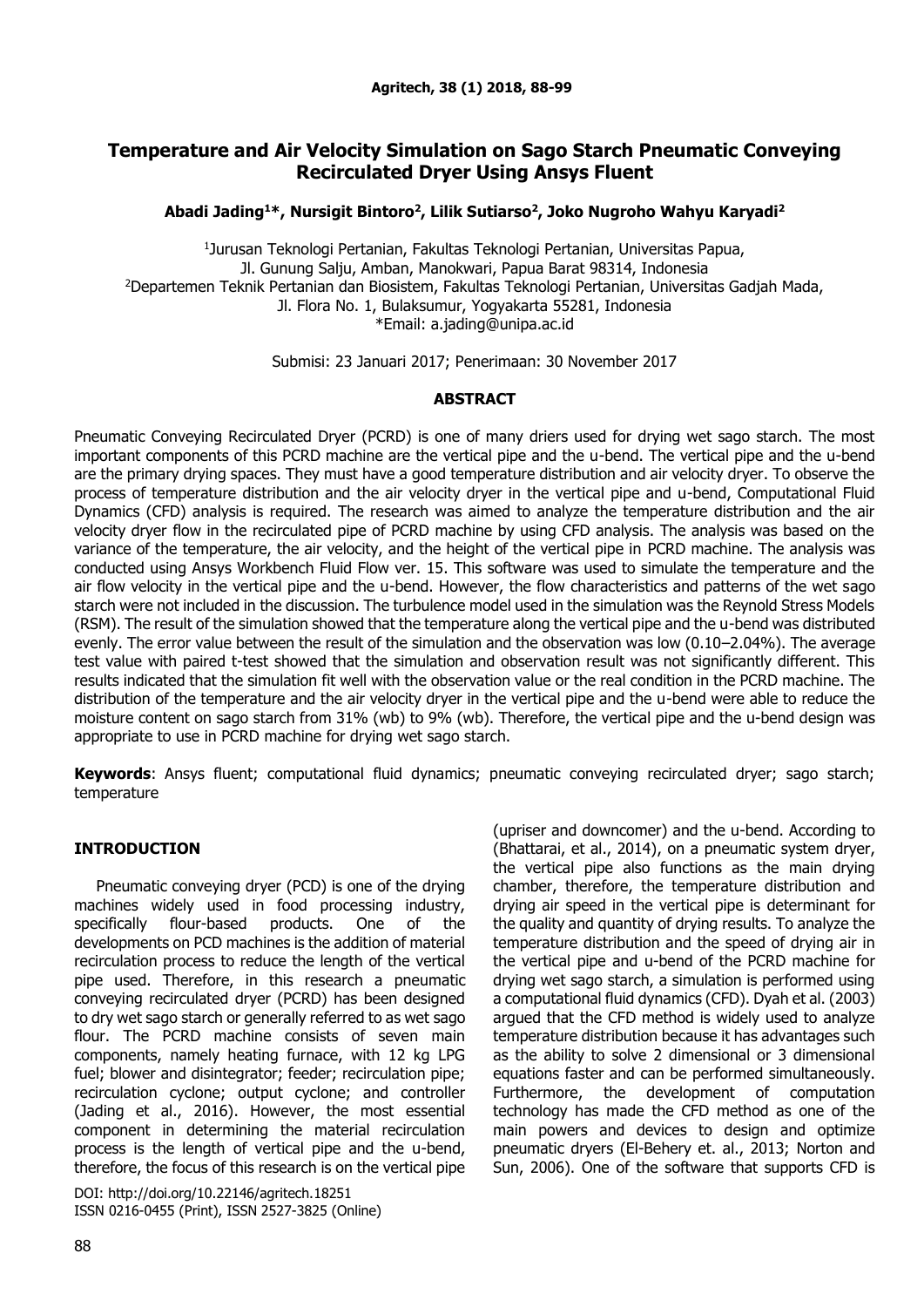# Temperature and Air Velocity Simulation on Sago Starch Pneumatic Conveying Recirculated Dryer Using Ansys Fluent

**Abadi Jading[1]*, Nursigit Bintoro[2], Lilik Sutiarso[2], Joko Nugroho Wahyu Karyadi[2]**

[1]Jurusan Teknologi Pertanian, Fakultas Teknologi Pertanian, Universitas Papua, Jl. Gunung Salju, Amban, Manokwari, Papua Barat 98314, Indonesia
[2]Departemen Teknik Pertanian dan Biosistem, Fakultas Teknologi Pertanian, Universitas Gadjah Mada, Jl. Flora No. 1, Bulaksumur, Yogyakarta 55281, Indonesia
*Email: a.jading@unipa.ac.id

Submisi: 23 Januari 2017; Penerimaan: 30 November 2017

## ABSTRACT

Pneumatic Conveying Recirculated Dryer (PCRD) is one of many driers used for drying wet sago starch. The most important components of this PCRD machine are the vertical pipe and the u-bend. The vertical pipe and the u-bend are the primary drying spaces. They must have a good temperature distribution and air velocity dryer. To observe the process of temperature distribution and the air velocity dryer in the vertical pipe and u-bend, Computational Fluid Dynamics (CFD) analysis is required. The research was aimed to analyze the temperature distribution and the air velocity dryer flow in the recirculated pipe of PCRD machine by using CFD analysis. The analysis was based on the variance of the temperature, the air velocity, and the height of the vertical pipe in PCRD machine. The analysis was conducted using Ansys Workbench Fluid Flow ver. 15. This software was used to simulate the temperature and the air flow velocity in the vertical pipe and the u-bend. However, the flow characteristics and patterns of the wet sago starch were not included in the discussion. The turbulence model used in the simulation was the Reynold Stress Models (RSM). The result of the simulation showed that the temperature along the vertical pipe and the u-bend was distributed evenly. The error value between the result of the simulation and the observation was low (0.10–2.04%). The average test value with paired t-test showed that the simulation and observation result was not significantly different. This results indicated that the simulation fit well with the observation value or the real condition in the PCRD machine. The distribution of the temperature and the air velocity dryer in the vertical pipe and the u-bend were able to reduce the moisture content on sago starch from 31% (wb) to 9% (wb). Therefore, the vertical pipe and the u-bend design was appropriate to use in PCRD machine for drying wet sago starch.

**Keywords**: Ansys fluent; computational fluid dynamics; pneumatic conveying recirculated dryer; sago starch; temperature

## INTRODUCTION

Pneumatic conveying dryer (PCD) is one of the drying machines widely used in food processing industry, specifically flour-based products. One of the developments on PCD machines is the addition of material recirculation process to reduce the length of the vertical pipe used. Therefore, in this research a pneumatic conveying recirculated dryer (PCRD) has been designed to dry wet sago starch or generally referred to as wet sago flour. The PCRD machine consists of seven main components, namely heating furnace, with 12 kg LPG fuel; blower and disintegrator; feeder; recirculation pipe; recirculation cyclone; output cyclone; and controller (Jading et al., 2016). However, the most essential component in determining the material recirculation process is the length of vertical pipe and the u-bend, therefore, the focus of this research is on the vertical pipe (upriser and downcomer) and the u-bend. According to (Bhattarai, et al., 2014), on a pneumatic system dryer, the vertical pipe also functions as the main drying chamber, therefore, the temperature distribution and drying air speed in the vertical pipe is determinant for the quality and quantity of drying results. To analyze the temperature distribution and the speed of drying air in the vertical pipe and u-bend of the PCRD machine for drying wet sago starch, a simulation is performed using a computational fluid dynamics (CFD). Dyah et al. (2003) argued that the CFD method is widely used to analyze temperature distribution because it has advantages such as the ability to solve 2 dimensional or 3 dimensional equations faster and can be performed simultaneously. Furthermore, the development of computation technology has made the CFD method as one of the main powers and devices to design and optimize pneumatic dryers (El-Behery et. al., 2013; Norton and Sun, 2006). One of the software that supports CFD is

DOI: http://doi.org/10.22146/agritech.18251
ISSN 0216-0455 (Print), ISSN 2527-3825 (Online)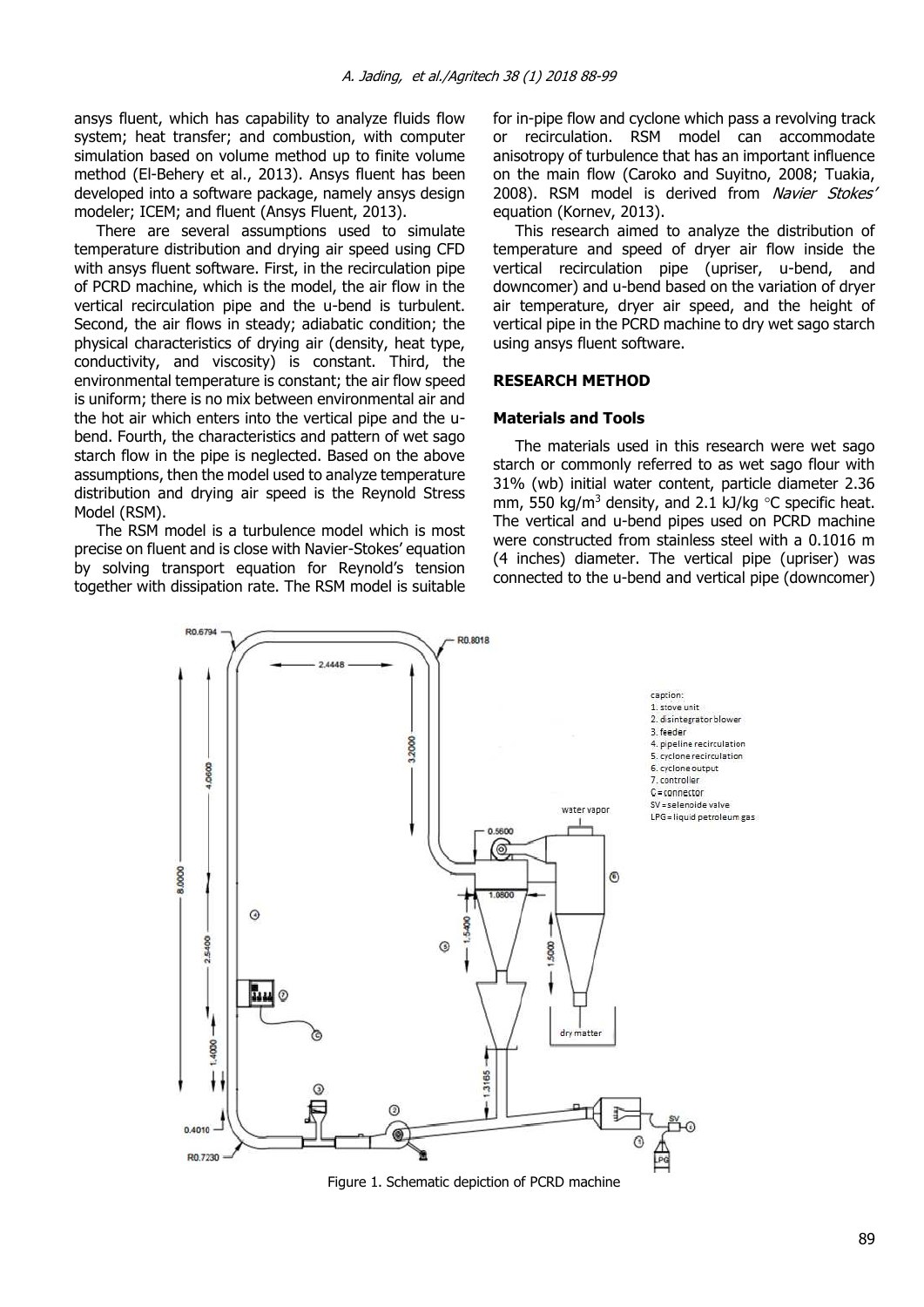ansys fluent, which has capability to analyze fluids flow system; heat transfer; and combustion, with computer simulation based on volume method up to finite volume method (El-Behery et al., 2013). Ansys fluent has been developed into a software package, namely ansys design modeler; ICEM; and fluent (Ansys Fluent, 2013).

There are several assumptions used to simulate temperature distribution and drying air speed using CFD with ansys fluent software. First, in the recirculation pipe of PCRD machine, which is the model, the air flow in the vertical recirculation pipe and the u-bend is turbulent. Second, the air flows in steady; adiabatic condition; the physical characteristics of drying air (density, heat type, conductivity, and viscosity) is constant. Third, the environmental temperature is constant; the air flow speed is uniform; there is no mix between environmental air and the hot air which enters into the vertical pipe and the u-bend. Fourth, the characteristics and pattern of wet sago starch flow in the pipe is neglected. Based on the above assumptions, then the model used to analyze temperature distribution and drying air speed is the Reynold Stress Model (RSM).

The RSM model is a turbulence model which is most precise on fluent and is close with Navier-Stokes' equation by solving transport equation for Reynold's tension together with dissipation rate. The RSM model is suitable for in-pipe flow and cyclone which pass a revolving track or recirculation. RSM model can accommodate anisotropy of turbulence that has an important influence on the main flow (Caroko and Suyitno, 2008; Tuakia, 2008). RSM model is derived from *Navier Stokes'* equation (Kornev, 2013).

This research aimed to analyze the distribution of temperature and speed of dryer air flow inside the vertical recirculation pipe (upriser, u-bend, and downcomer) and u-bend based on the variation of dryer air temperature, dryer air speed, and the height of vertical pipe in the PCRD machine to dry wet sago starch using ansys fluent software.

## RESEARCH METHOD

### Materials and Tools

The materials used in this research were wet sago starch or commonly referred to as wet sago flour with 31% (wb) initial water content, particle diameter 2.36 mm, 550 kg/m$^3$ density, and 2.1 kJ/kg °C specific heat. The vertical and u-bend pipes used on PCRD machine were constructed from stainless steel with a 0.1016 m (4 inches) diameter. The vertical pipe (upriser) was connected to the u-bend and vertical pipe (downcomer)

caption:
1. stove unit
2. disintegrator blower
3. feeder
4. pipeline recirculation
5. cyclone recirculation
6. cyclone output
7. controller

C = connector
SV = selenoide valve
LPG = liquid petroleum gas

R0.6794
R0.8018
2.4448
3.2000
8.0000
4.0600
2.5400
1.4000
0.4010
R0.7230
0.5600
1.0800
1.5400
1.5000
1.3165
water vapor
dry matter

Figure 1. Schematic depiction of PCRD machine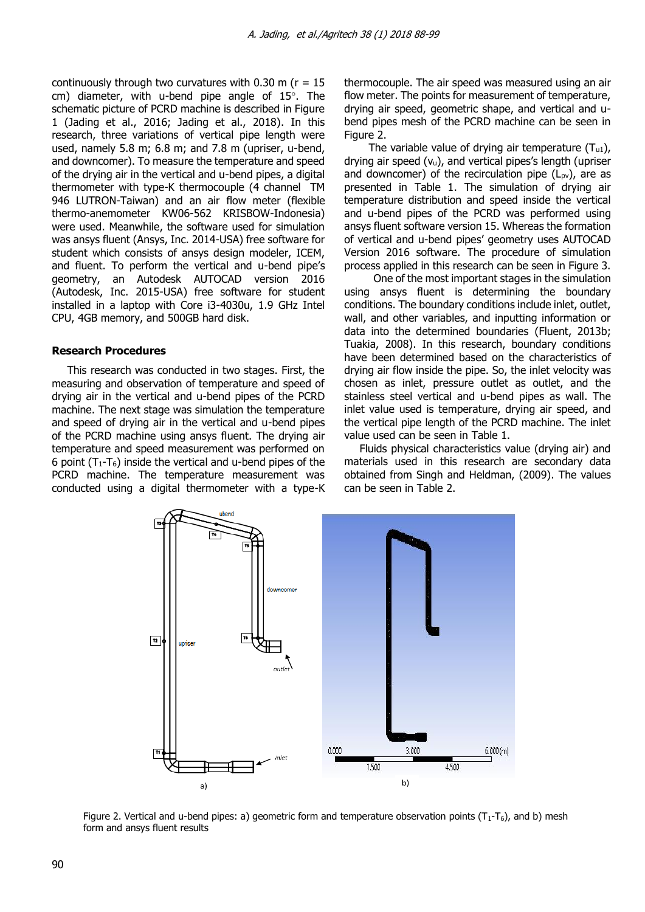continuously through two curvatures with 0.30 m (r = 15 cm) diameter, with u-bend pipe angle of 15°. The schematic picture of PCRD machine is described in Figure 1 (Jading et al., 2016; Jading et al., 2018). In this research, three variations of vertical pipe length were used, namely 5.8 m; 6.8 m; and 7.8 m (upriser, u-bend, and downcomer). To measure the temperature and speed of the drying air in the vertical and u-bend pipes, a digital thermometer with type-K thermocouple (4 channel TM 946 LUTRON-Taiwan) and an air flow meter (flexible thermo-anemometer KW06-562 KRISBOW-Indonesia) were used. Meanwhile, the software used for simulation was ansys fluent (Ansys, Inc. 2014-USA) free software for student which consists of ansys design modeler, ICEM, and fluent. To perform the vertical and u-bend pipe's geometry, an Autodesk AUTOCAD version 2016 (Autodesk, Inc. 2015-USA) free software for student installed in a laptop with Core i3-4030u, 1.9 GHz Intel CPU, 4GB memory, and 500GB hard disk.

### Research Procedures

This research was conducted in two stages. First, the measuring and observation of temperature and speed of drying air in the vertical and u-bend pipes of the PCRD machine. The next stage was simulation the temperature and speed of drying air in the vertical and u-bend pipes of the PCRD machine using ansys fluent. The drying air temperature and speed measurement was performed on 6 point ($T_1$-$T_6$) inside the vertical and u-bend pipes of the PCRD machine. The temperature measurement was conducted using a digital thermometer with a type-K thermocouple. The air speed was measured using an air flow meter. The points for measurement of temperature, drying air speed, geometric shape, and vertical and u-bend pipes mesh of the PCRD machine can be seen in Figure 2.

The variable value of drying air temperature ($T_{u1}$), drying air speed ($v_u$), and vertical pipes's length (upriser and downcomer) of the recirculation pipe ($L_{pv}$), are as presented in Table 1. The simulation of drying air temperature distribution and speed inside the vertical and u-bend pipes of the PCRD was performed using ansys fluent software version 15. Whereas the formation of vertical and u-bend pipes' geometry uses AUTOCAD Version 2016 software. The procedure of simulation process applied in this research can be seen in Figure 3.

One of the most important stages in the simulation using ansys fluent is determining the boundary conditions. The boundary conditions include inlet, outlet, wall, and other variables, and inputting information or data into the determined boundaries (Fluent, 2013b; Tuakia, 2008). In this research, boundary conditions have been determined based on the characteristics of drying air flow inside the pipe. So, the inlet velocity was chosen as inlet, pressure outlet as outlet, and the stainless steel vertical and u-bend pipes as wall. The inlet value used is temperature, drying air speed, and the vertical pipe length of the PCRD machine. The inlet value used can be seen in Table 1.

Fluids physical characteristics value (drying air) and materials used in this research are secondary data obtained from Singh and Heldman, (2009). The values can be seen in Table 2.

Figure 2. Vertical and u-bend pipes: a) geometric form and temperature observation points ($T_1$-$T_6$), and b) mesh form and ansys fluent results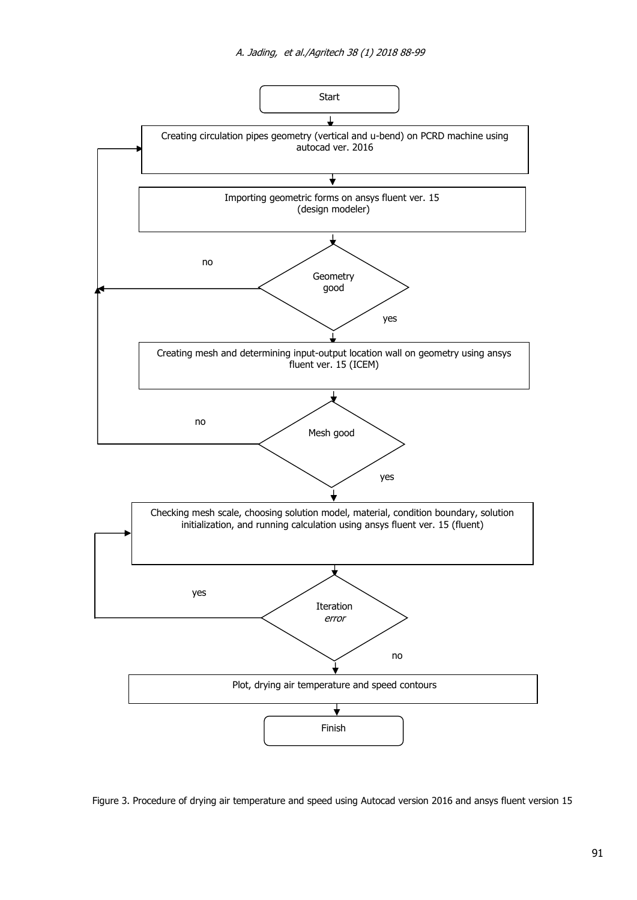Start

Creating circulation pipes geometry (vertical and u-bend) on PCRD machine using autocad ver. 2016

Importing geometric forms on ansys fluent ver. 15 (design modeler)

Geometry good

no

yes

Creating mesh and determining input-output location wall on geometry using ansys fluent ver. 15 (ICEM)

Mesh good

no

yes

Checking mesh scale, choosing solution model, material, condition boundary, solution initialization, and running calculation using ansys fluent ver. 15 (fluent)

Iteration *error*

yes

no

Plot, drying air temperature and speed contours

Finish

Figure 3. Procedure of drying air temperature and speed using Autocad version 2016 and ansys fluent version 15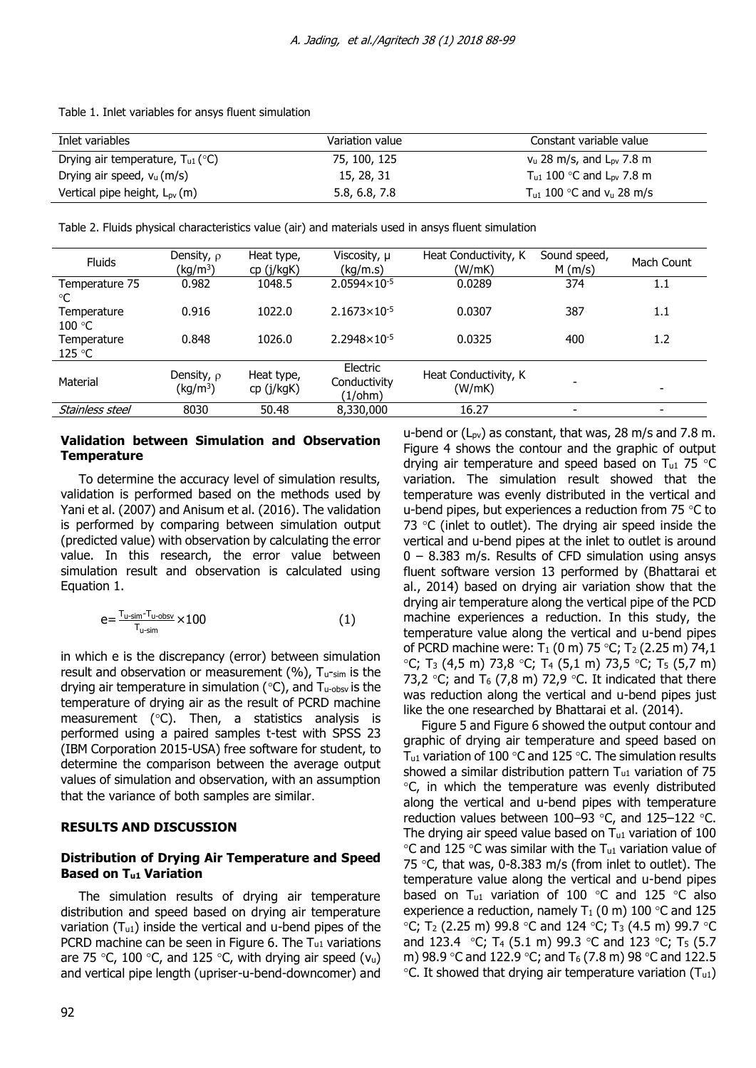Table 1. Inlet variables for ansys fluent simulation

| Inlet variables | Variation value | Constant variable value |
|---|---|---|
| Drying air temperature, $T_{u1}$ (°C) | 75, 100, 125 | $v_u$ 28 m/s, and $L_{pv}$ 7.8 m |
| Drying air speed, $v_u$ (m/s) | 15, 28, 31 | $T_{u1}$ 100 °C and $L_{pv}$ 7.8 m |
| Vertical pipe height, $L_{pv}$ (m) | 5.8, 6.8, 7.8 | $T_{u1}$ 100 °C and $v_u$ 28 m/s |

Table 2. Fluids physical characteristics value (air) and materials used in ansys fluent simulation

| Fluids | Density, ρ (kg/m$^3$) | Heat type, cp (j/kgK) | Viscosity, μ (kg/m.s) | Heat Conductivity, K (W/mK) | Sound speed, M (m/s) | Mach Count |
|---|---|---|---|---|---|---|
| Temperature 75 °C | 0.982 | 1048.5 | $2.0594\times10^{-5}$ | 0.0289 | 374 | 1.1 |
| Temperature 100 °C | 0.916 | 1022.0 | $2.1673\times10^{-5}$ | 0.0307 | 387 | 1.1 |
| Temperature 125 °C | 0.848 | 1026.0 | $2.2948\times10^{-5}$ | 0.0325 | 400 | 1.2 |
| Material | Density, ρ (kg/m$^3$) | Heat type, cp (j/kgK) | Electric Conductivity (1/ohm) | Heat Conductivity, K (W/mK) | - | - |
| *Stainless steel* | 8030 | 50.48 | 8,330,000 | 16.27 | - | - |

### Validation between Simulation and Observation Temperature

To determine the accuracy level of simulation results, validation is performed based on the methods used by Yani et al. (2007) and Anisum et al. (2016). The validation is performed by comparing between simulation output (predicted value) with observation by calculating the error value. In this research, the error value between simulation result and observation is calculated using Equation 1.

$$e = \frac{T_{u\text{-}sim} - T_{u\text{-}obsv}}{T_{u\text{-}sim}} \times 100 \qquad (1)$$

in which e is the discrepancy (error) between simulation result and observation or measurement (%), $T_{u\text{-}sim}$ is the drying air temperature in simulation (°C), and $T_{u\text{-}obsv}$ is the temperature of drying air as the result of PCRD machine measurement (°C). Then, a statistics analysis is performed using a paired samples t-test with SPSS 23 (IBM Corporation 2015-USA) free software for student, to determine the comparison between the average output values of simulation and observation, with an assumption that the variance of both samples are similar.

## RESULTS AND DISCUSSION

### Distribution of Drying Air Temperature and Speed Based on $T_{u1}$ Variation

The simulation results of drying air temperature distribution and speed based on drying air temperature variation ($T_{u1}$) inside the vertical and u-bend pipes of the PCRD machine can be seen in Figure 6. The $T_{u1}$ variations are 75 °C, 100 °C, and 125 °C, with drying air speed ($v_u$) and vertical pipe length (upriser-u-bend-downcomer) and u-bend or ($L_{pv}$) as constant, that was, 28 m/s and 7.8 m. Figure 4 shows the contour and the graphic of output drying air temperature and speed based on $T_{u1}$ 75 °C variation. The simulation result showed that the temperature was evenly distributed in the vertical and u-bend pipes, but experiences a reduction from 75 °C to 73 °C (inlet to outlet). The drying air speed inside the vertical and u-bend pipes at the inlet to outlet is around 0 – 8.383 m/s. Results of CFD simulation using ansys fluent software version 13 performed by (Bhattarai et al., 2014) based on drying air variation show that the drying air temperature along the vertical pipe of the PCD machine experiences a reduction. In this study, the temperature value along the vertical and u-bend pipes of PCRD machine were: $T_1$ (0 m) 75 °C; $T_2$ (2.25 m) 74,1 °C; $T_3$ (4,5 m) 73,8 °C; $T_4$ (5,1 m) 73,5 °C; $T_5$ (5,7 m) 73,2 °C; and $T_6$ (7,8 m) 72,9 °C. It indicated that there was reduction along the vertical and u-bend pipes just like the one researched by Bhattarai et al. (2014).

Figure 5 and Figure 6 showed the output contour and graphic of drying air temperature and speed based on $T_{u1}$ variation of 100 °C and 125 °C. The simulation results showed a similar distribution pattern $T_{u1}$ variation of 75 °C, in which the temperature was evenly distributed along the vertical and u-bend pipes with temperature reduction values between 100–93 °C, and 125–122 °C. The drying air speed value based on $T_{u1}$ variation of 100 °C and 125 °C was similar with the $T_{u1}$ variation value of 75 °C, that was, 0-8.383 m/s (from inlet to outlet). The temperature value along the vertical and u-bend pipes based on $T_{u1}$ variation of 100 °C and 125 °C also experience a reduction, namely $T_1$ (0 m) 100 °C and 125 °C; $T_2$ (2.25 m) 99.8 °C and 124 °C; $T_3$ (4.5 m) 99.7 °C and 123.4 °C; $T_4$ (5.1 m) 99.3 °C and 123 °C; $T_5$ (5.7 m) 98.9 °C and 122.9 °C; and $T_6$ (7.8 m) 98 °C and 122.5 °C. It showed that drying air temperature variation ($T_{u1}$)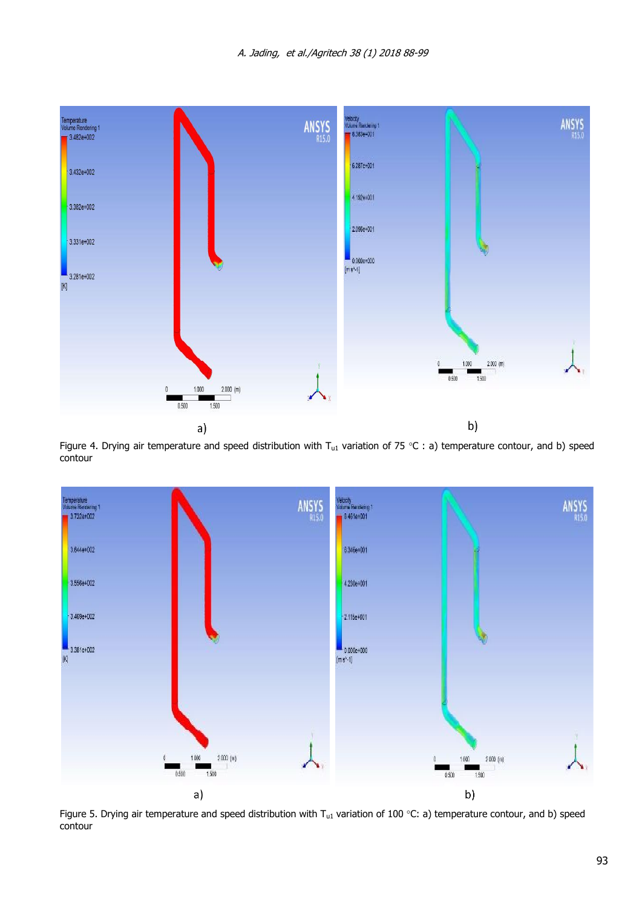Temperature
Volume Rendering 1
3.482e+002
3.432e+002
3.382e+002
3.331e+002
3.281e+002
[K]

ANSYS
R15.0

0 1.000 2.000 (m)
0.500 1.500

Velocity
Volume Rendering 1
8.383e+001
6.287e+001
4.192e+001
2.096e+001
0.000e+000
[m s^-1]

ANSYS
R15.0

0 1.000 2.000 (m)
0.500 1.500

a) b)

Figure 4. Drying air temperature and speed distribution with $T_{u1}$ variation of 75 °C : a) temperature contour, and b) speed contour

Temperature
Volume Rendering 1
3.732e+002
3.644e+002
3.556e+002
3.469e+002
3.381e+002
[K]

ANSYS
R15.0

0 1.000 2.000 (m)
0.500 1.500

Velocity
Volume Rendering 1
8.461e+001
6.346e+001
4.230e+001
2.115e+001
0.000e+000
[m s^-1]

ANSYS
R15.0

0 1.000 2.000 (m)
0.500 1.500

a) b)

Figure 5. Drying air temperature and speed distribution with $T_{u1}$ variation of 100 °C: a) temperature contour, and b) speed contour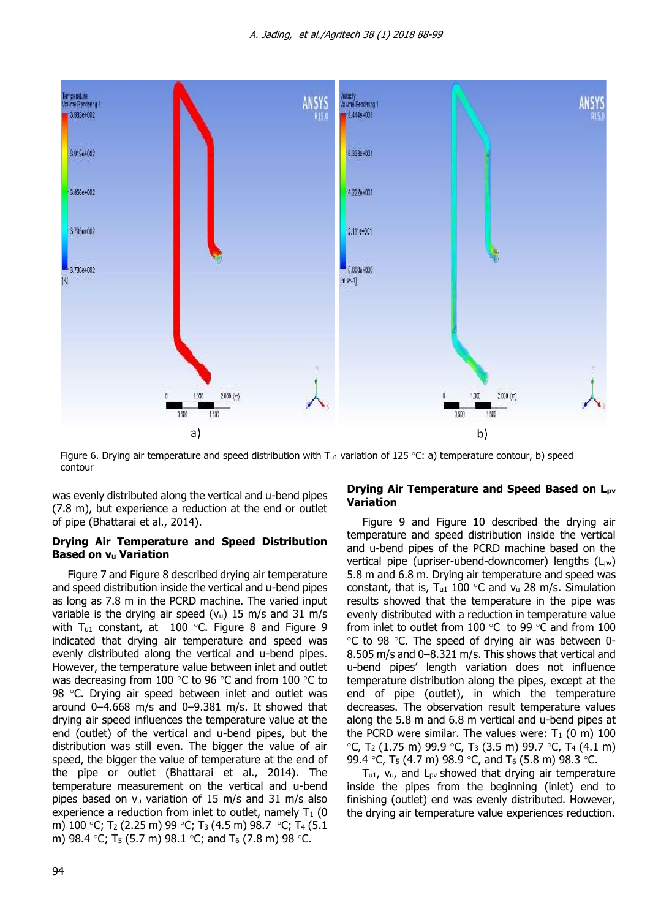a)

b)

Figure 6. Drying air temperature and speed distribution with $T_{u1}$ variation of 125 °C: a) temperature contour, b) speed contour

was evenly distributed along the vertical and u-bend pipes (7.8 m), but experience a reduction at the end or outlet of pipe (Bhattarai et al., 2014).

### Drying Air Temperature and Speed Distribution Based on $v_u$ Variation

Figure 7 and Figure 8 described drying air temperature and speed distribution inside the vertical and u-bend pipes as long as 7.8 m in the PCRD machine. The varied input variable is the drying air speed ($v_u$) 15 m/s and 31 m/s with $T_{u1}$ constant, at 100 °C. Figure 8 and Figure 9 indicated that drying air temperature and speed was evenly distributed along the vertical and u-bend pipes. However, the temperature value between inlet and outlet was decreasing from 100 °C to 96 °C and from 100 °C to 98 °C. Drying air speed between inlet and outlet was around 0–4.668 m/s and 0–9.381 m/s. It showed that drying air speed influences the temperature value at the end (outlet) of the vertical and u-bend pipes, but the distribution was still even. The bigger the value of air speed, the bigger the value of temperature at the end of the pipe or outlet (Bhattarai et al., 2014). The temperature measurement on the vertical and u-bend pipes based on $v_u$ variation of 15 m/s and 31 m/s also experience a reduction from inlet to outlet, namely $T_1$ (0 m) 100 °C; $T_2$ (2.25 m) 99 °C; $T_3$ (4.5 m) 98.7 °C; $T_4$ (5.1 m) 98.4 °C; $T_5$ (5.7 m) 98.1 °C; and $T_6$ (7.8 m) 98 °C.

### Drying Air Temperature and Speed Based on $L_{pv}$ Variation

Figure 9 and Figure 10 described the drying air temperature and speed distribution inside the vertical and u-bend pipes of the PCRD machine based on the vertical pipe (upriser-ubend-downcomer) lengths ($L_{pv}$) 5.8 m and 6.8 m. Drying air temperature and speed was constant, that is, $T_{u1}$ 100 °C and $v_u$ 28 m/s. Simulation results showed that the temperature in the pipe was evenly distributed with a reduction in temperature value from inlet to outlet from 100 °C to 99 °C and from 100 °C to 98 °C. The speed of drying air was between 0-8.505 m/s and 0–8.321 m/s. This shows that vertical and u-bend pipes' length variation does not influence temperature distribution along the pipes, except at the end of pipe (outlet), in which the temperature decreases. The observation result temperature values along the 5.8 m and 6.8 m vertical and u-bend pipes at the PCRD were similar. The values were: $T_1$ (0 m) 100 °C, $T_2$ (1.75 m) 99.9 °C, $T_3$ (3.5 m) 99.7 °C, $T_4$ (4.1 m) 99.4 °C, $T_5$ (4.7 m) 98.9 °C, and $T_6$ (5.8 m) 98.3 °C.

$T_{u1}$, $v_u$, and $L_{pv}$ showed that drying air temperature inside the pipes from the beginning (inlet) end to finishing (outlet) end was evenly distributed. However, the drying air temperature value experiences reduction.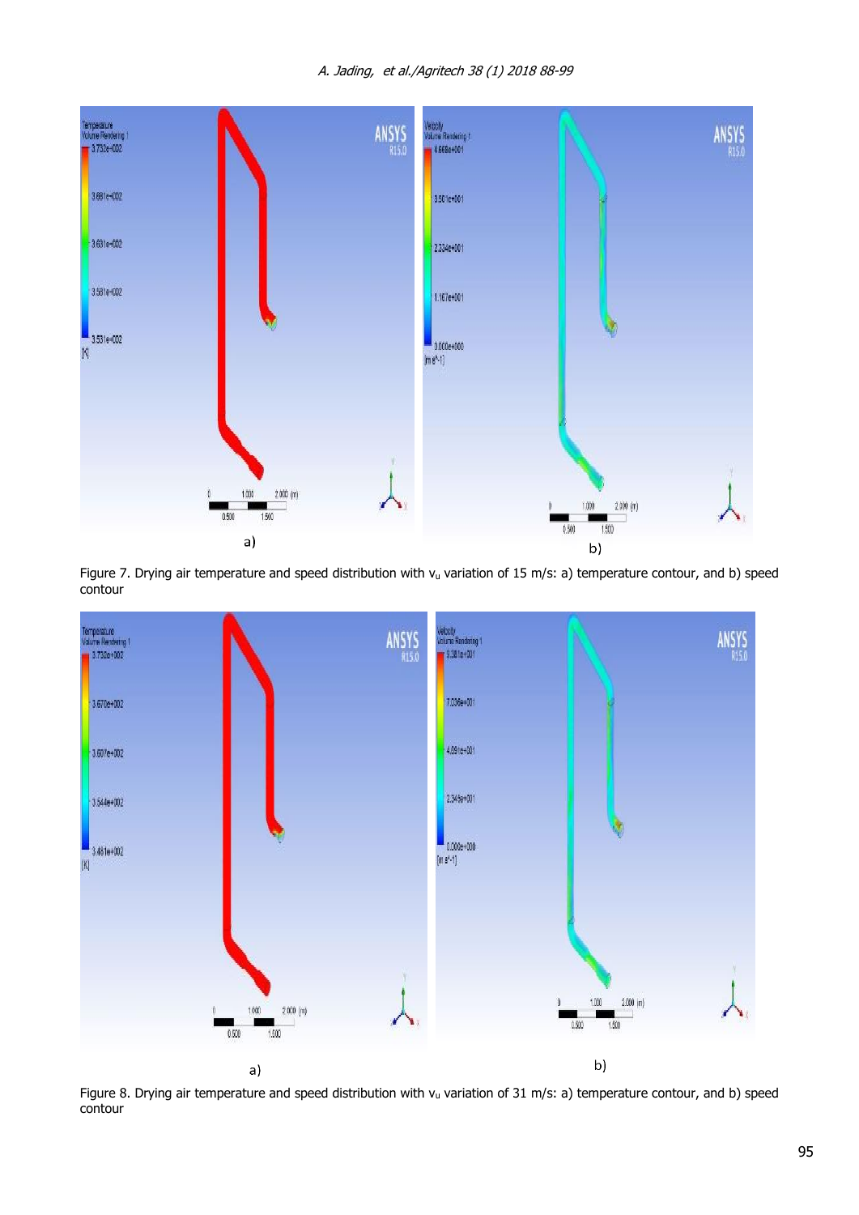Temperature
Volume Rendering 1
3.732e+002
3.681e+002
3.631e+002
3.581e+002
3.531e+002
[K]

ANSYS
R15.0

0 1.000 2.000 (m)
0.500 1.500

a)

Velocity
Volume Rendering 1
4.668e+001
3.501e+001
2.334e+001
1.167e+001
0.000e+000
[m s^-1]

ANSYS
R15.0

0 1.000 2.000 (m)
0.500 1.500

b)

Figure 7. Drying air temperature and speed distribution with $v_u$ variation of 15 m/s: a) temperature contour, and b) speed contour

Temperature
Volume Rendering 1
3.732e+002
3.670e+002
3.607e+002
3.544e+002
3.481e+002
[K]

ANSYS
R15.0

0 1.000 2.000 (m)
0.500 1.500

a)

Velocity
Volume Rendering 1
9.381e+001
7.036e+001
4.691e+001
2.346e+001
0.000e+000
[m s^-1]

ANSYS
R15.0

0 1.000 2.000 (m)
0.500 1.500

b)

Figure 8. Drying air temperature and speed distribution with $v_u$ variation of 31 m/s: a) temperature contour, and b) speed contour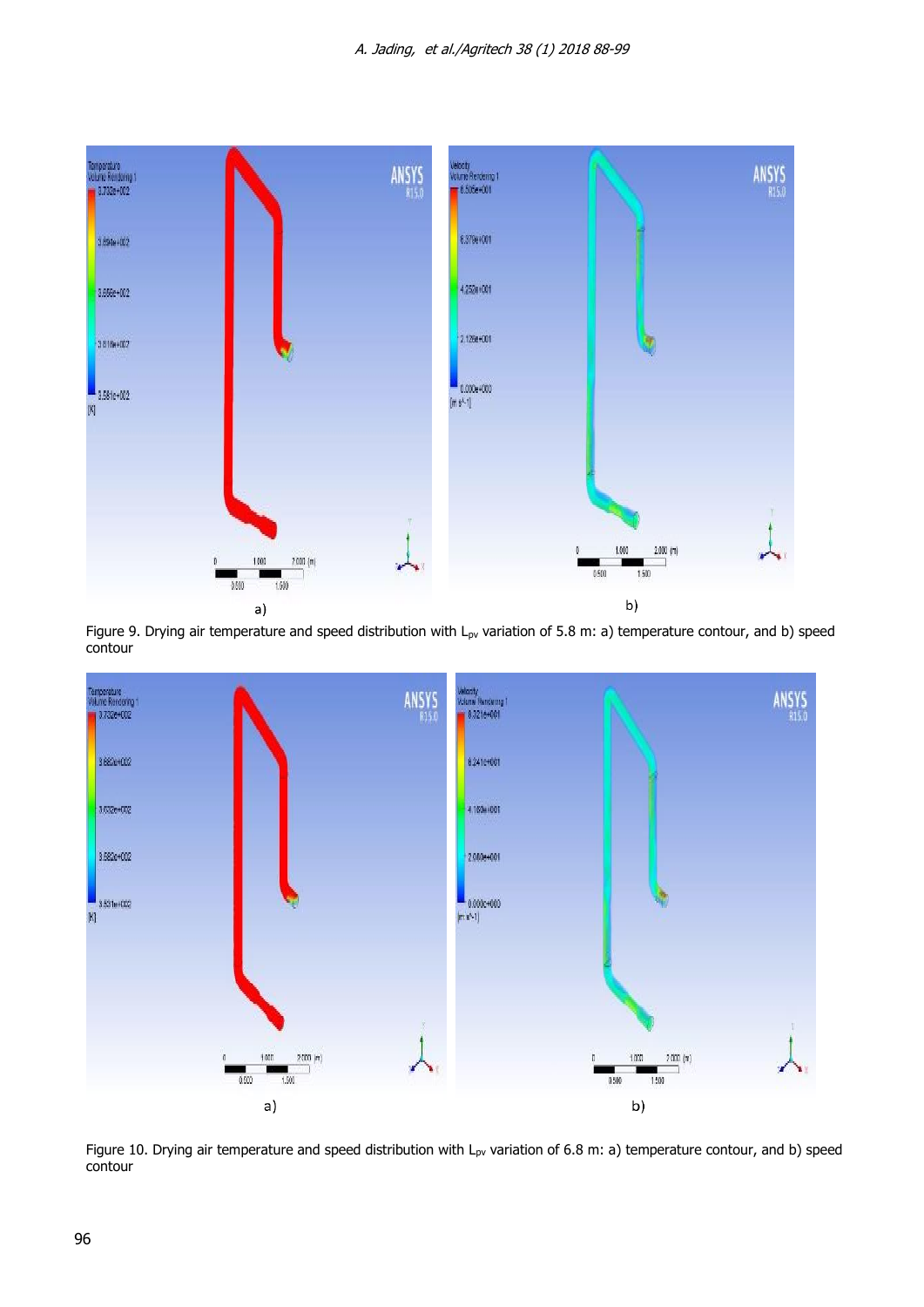Temperature
Volume Rendering 1
3.732e+002

3.694e+002

3.656e+002

3.619e+002

3.581e+002
[K]

ANSYS
R15.0

0 1.000 2.000 (m)
0.500 1.500

a)

Velocity
Volume Rendering 1
8.505e+001

6.379e+001

4.252e+001

2.126e+001

0.000e+000
[m s^-1]

ANSYS
R15.0

0 1.000 2.000 (m)
0.500 1.500

b)

Figure 9. Drying air temperature and speed distribution with $L_{pv}$ variation of 5.8 m: a) temperature contour, and b) speed contour

Temperature
Volume Rendering 1
3.732e+002

3.682e+002

3.632e+002

3.582e+002

3.531e+002
[K]

ANSYS
R15.0

0 1.000 2.000 (m)
0.500 1.500

a)

Velocity
Volume Rendering 1
8.321e+001

6.241e+001

4.160e+001

2.080e+001

0.000e+000
[m s^-1]

ANSYS
R15.0

0 1.000 2.000 (m)
0.500 1.500

b)

Figure 10. Drying air temperature and speed distribution with $L_{pv}$ variation of 6.8 m: a) temperature contour, and b) speed contour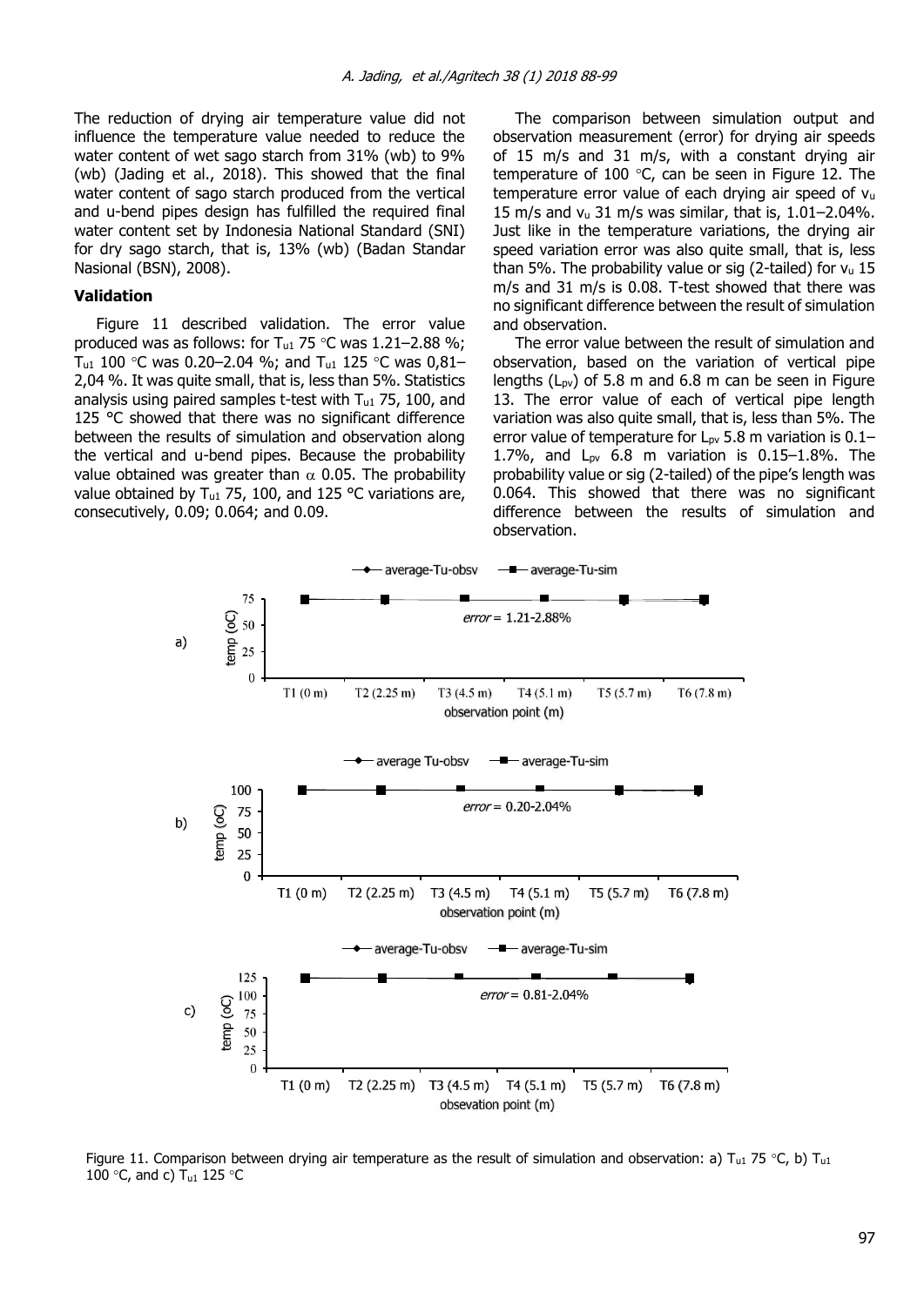The reduction of drying air temperature value did not influence the temperature value needed to reduce the water content of wet sago starch from 31% (wb) to 9% (wb) (Jading et al., 2018). This showed that the final water content of sago starch produced from the vertical and u-bend pipes design has fulfilled the required final water content set by Indonesia National Standard (SNI) for dry sago starch, that is, 13% (wb) (Badan Standar Nasional (BSN), 2008).

### Validation

Figure 11 described validation. The error value produced was as follows: for $T_{u1}$ 75 °C was 1.21–2.88 %; $T_{u1}$ 100 °C was 0.20–2.04 %; and $T_{u1}$ 125 °C was 0,81–2,04 %. It was quite small, that is, less than 5%. Statistics analysis using paired samples t-test with $T_{u1}$ 75, 100, and 125 °C showed that there was no significant difference between the results of simulation and observation along the vertical and u-bend pipes. Because the probability value obtained was greater than $\alpha$ 0.05. The probability value obtained by $T_{u1}$ 75, 100, and 125 °C variations are, consecutively, 0.09; 0.064; and 0.09.

The comparison between simulation output and observation measurement (error) for drying air speeds of 15 m/s and 31 m/s, with a constant drying air temperature of 100 °C, can be seen in Figure 12. The temperature error value of each drying air speed of $v_u$ 15 m/s and $v_u$ 31 m/s was similar, that is, 1.01–2.04%. Just like in the temperature variations, the drying air speed variation error was also quite small, that is, less than 5%. The probability value or sig (2-tailed) for $v_u$ 15 m/s and 31 m/s is 0.08. T-test showed that there was no significant difference between the result of simulation and observation.

The error value between the result of simulation and observation, based on the variation of vertical pipe lengths ($L_{pv}$) of 5.8 m and 6.8 m can be seen in Figure 13. The error value of each of vertical pipe length variation was also quite small, that is, less than 5%. The error value of temperature for $L_{pv}$ 5.8 m variation is 0.1–1.7%, and $L_{pv}$ 6.8 m variation is 0.15–1.8%. The probability value or sig (2-tailed) of the pipe's length was 0.064. This showed that there was no significant difference between the results of simulation and observation.

a)
average-Tu-obsv
average-Tu-sim
temp (oC)
75
50
25
0
error = 1.21-2.88%
T1 (0 m) T2 (2.25 m) T3 (4.5 m) T4 (5.1 m) T5 (5.7 m) T6 (7.8 m)
observation point (m)

b)
average Tu-obsv
average-Tu-sim
temp (oC)
100
75
50
25
0
error = 0.20-2.04%
T1 (0 m) T2 (2.25 m) T3 (4.5 m) T4 (5.1 m) T5 (5.7 m) T6 (7.8 m)
observation point (m)

c)
average-Tu-obsv
average-Tu-sim
temp (oC)
125
100
75
50
25
0
error = 0.81-2.04%
T1 (0 m) T2 (2.25 m) T3 (4.5 m) T4 (5.1 m) T5 (5.7 m) T6 (7.8 m)
obsevation point (m)

Figure 11. Comparison between drying air temperature as the result of simulation and observation: a) $T_{u1}$ 75 °C, b) $T_{u1}$ 100 °C, and c) $T_{u1}$ 125 °C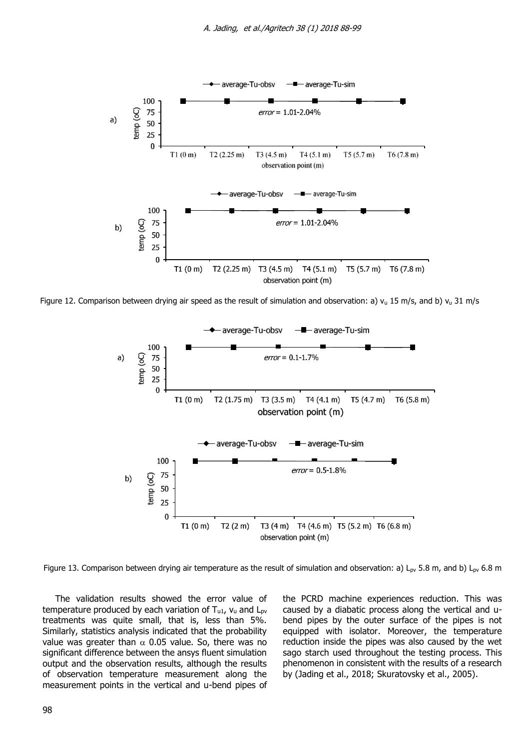average-Tu-obsv average-Tu-sim

a)

temp (oC)

100
75
50
25
0

*error* = 1.01-2.04%

T1 (0 m) T2 (2.25 m) T3 (4.5 m) T4 (5.1 m) T5 (5.7 m) T6 (7.8 m)

observation point (m)

average-Tu-obsv average-Tu-sim

b)

temp (oC)

100
75
50
25
0

*error* = 1.01-2.04%

T1 (0 m) T2 (2.25 m) T3 (4.5 m) T4 (5.1 m) T5 (5.7 m) T6 (7.8 m)

observation point (m)

Figure 12. Comparison between drying air speed as the result of simulation and observation: a) $v_u$ 15 m/s, and b) $v_u$ 31 m/s

average-Tu-obsv average-Tu-sim

a)

temp (oC)

100
75
50
25
0

*error* = 0.1-1.7%

T1 (0 m) T2 (1.75 m) T3 (3.5 m) T4 (4.1 m) T5 (4.7 m) T6 (5.8 m)

observation point (m)

average-Tu-obsv average-Tu-sim

b)

temp (oC)

100
75
50
25
0

*error* = 0.5-1.8%

T1 (0 m) T2 (2 m) T3 (4 m) T4 (4.6 m) T5 (5.2 m) T6 (6.8 m)

observation point (m)

Figure 13. Comparison between drying air temperature as the result of simulation and observation: a) $L_{pv}$ 5.8 m, and b) $L_{pv}$ 6.8 m

The validation results showed the error value of temperature produced by each variation of $T_{u1}$, $v_u$ and $L_{pv}$ treatments was quite small, that is, less than 5%. Similarly, statistics analysis indicated that the probability value was greater than $\alpha$ 0.05 value. So, there was no significant difference between the ansys fluent simulation output and the observation results, although the results of observation temperature measurement along the measurement points in the vertical and u-bend pipes of the PCRD machine experiences reduction. This was caused by a diabatic process along the vertical and u-bend pipes by the outer surface of the pipes is not equipped with isolator. Moreover, the temperature reduction inside the pipes was also caused by the wet sago starch used throughout the testing process. This phenomenon in consistent with the results of a research by (Jading et al., 2018; Skuratovsky et al., 2005).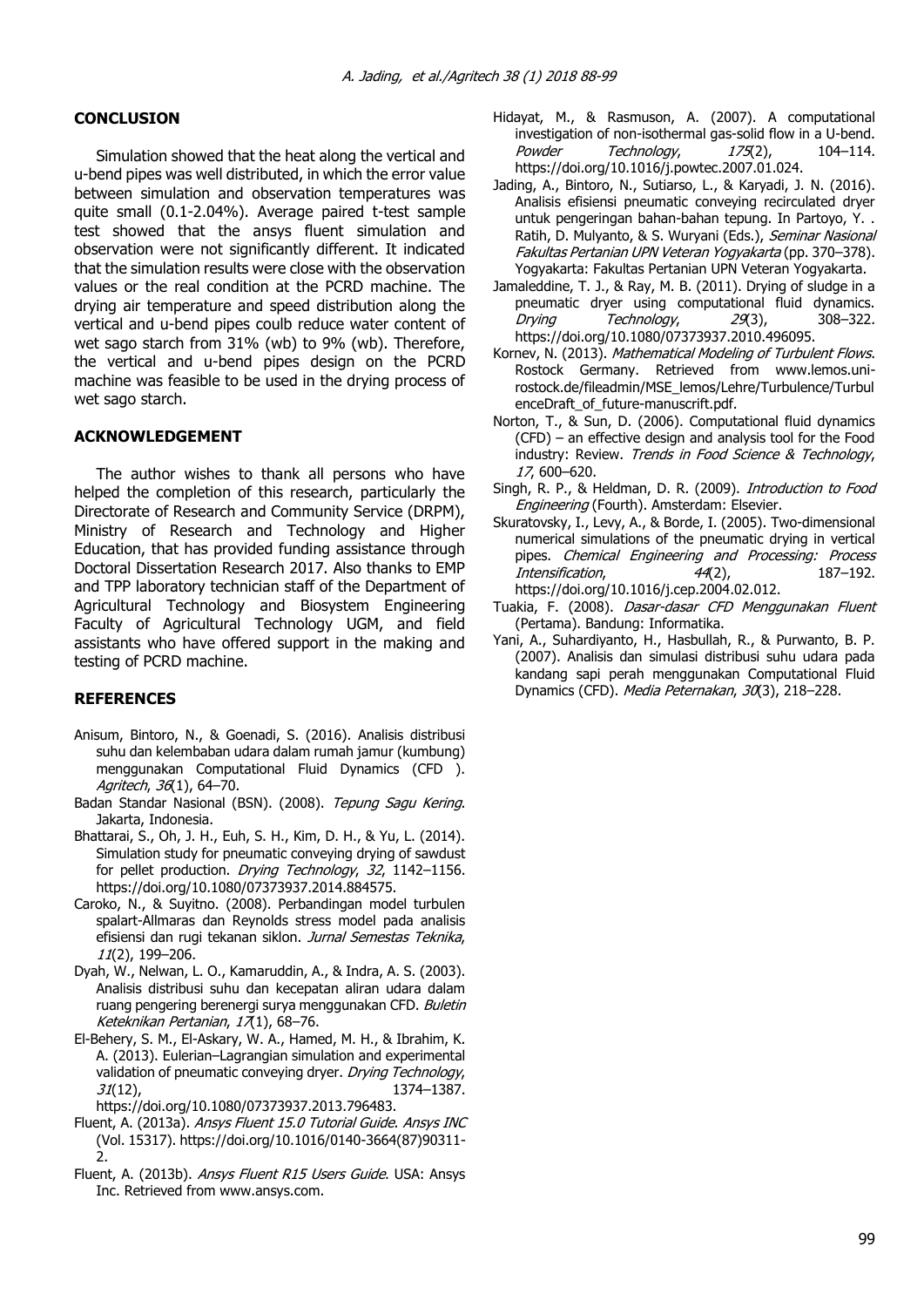## CONCLUSION

Simulation showed that the heat along the vertical and u-bend pipes was well distributed, in which the error value between simulation and observation temperatures was quite small (0.1-2.04%). Average paired t-test sample test showed that the ansys fluent simulation and observation were not significantly different. It indicated that the simulation results were close with the observation values or the real condition at the PCRD machine. The drying air temperature and speed distribution along the vertical and u-bend pipes coulb reduce water content of wet sago starch from 31% (wb) to 9% (wb). Therefore, the vertical and u-bend pipes design on the PCRD machine was feasible to be used in the drying process of wet sago starch.

## ACKNOWLEDGEMENT

The author wishes to thank all persons who have helped the completion of this research, particularly the Directorate of Research and Community Service (DRPM), Ministry of Research and Technology and Higher Education, that has provided funding assistance through Doctoral Dissertation Research 2017. Also thanks to EMP and TPP laboratory technician staff of the Department of Agricultural Technology and Biosystem Engineering Faculty of Agricultural Technology UGM, and field assistants who have offered support in the making and testing of PCRD machine.

## REFERENCES

Anisum, Bintoro, N., & Goenadi, S. (2016). Analisis distribusi suhu dan kelembaban udara dalam rumah jamur (kumbung) menggunakan Computational Fluid Dynamics (CFD ). *Agritech*, *36*(1), 64–70.

Badan Standar Nasional (BSN). (2008). *Tepung Sagu Kering*. Jakarta, Indonesia.

Bhattarai, S., Oh, J. H., Euh, S. H., Kim, D. H., & Yu, L. (2014). Simulation study for pneumatic conveying drying of sawdust for pellet production. *Drying Technology*, *32*, 1142–1156. https://doi.org/10.1080/07373937.2014.884575.

Caroko, N., & Suyitno. (2008). Perbandingan model turbulen spalart-Allmaras dan Reynolds stress model pada analisis efisiensi dan rugi tekanan siklon. *Jurnal Semestas Teknika*, *11*(2), 199–206.

Dyah, W., Nelwan, L. O., Kamaruddin, A., & Indra, A. S. (2003). Analisis distribusi suhu dan kecepatan aliran udara dalam ruang pengering berenergi surya menggunakan CFD. *Buletin Keteknikan Pertanian*, *17*(1), 68–76.

El-Behery, S. M., El-Askary, W. A., Hamed, M. H., & Ibrahim, K. A. (2013). Eulerian–Lagrangian simulation and experimental validation of pneumatic conveying dryer. *Drying Technology*, *31*(12), 1374–1387. https://doi.org/10.1080/07373937.2013.796483.

Fluent, A. (2013a). *Ansys Fluent 15.0 Tutorial Guide*. *Ansys INC* (Vol. 15317). https://doi.org/10.1016/0140-3664(87)90311-2.

Fluent, A. (2013b). *Ansys Fluent R15 Users Guide*. USA: Ansys Inc. Retrieved from www.ansys.com.

Hidayat, M., & Rasmuson, A. (2007). A computational investigation of non-isothermal gas-solid flow in a U-bend. *Powder Technology*, *175*(2), 104–114. https://doi.org/10.1016/j.powtec.2007.01.024.

Jading, A., Bintoro, N., Sutiarso, L., & Karyadi, J. N. (2016). Analisis efisiensi pneumatic conveying recirculated dryer untuk pengeringan bahan-bahan tepung. In Partoyo, Y. . Ratih, D. Mulyanto, & S. Wuryani (Eds.), *Seminar Nasional Fakultas Pertanian UPN Veteran Yogyakarta* (pp. 370–378). Yogyakarta: Fakultas Pertanian UPN Veteran Yogyakarta.

Jamaleddine, T. J., & Ray, M. B. (2011). Drying of sludge in a pneumatic dryer using computational fluid dynamics. *Drying Technology*, *29*(3), 308–322. https://doi.org/10.1080/07373937.2010.496095.

Kornev, N. (2013). *Mathematical Modeling of Turbulent Flows*. Rostock Germany. Retrieved from www.lemos.uni-rostock.de/fileadmin/MSE_lemos/Lehre/Turbulence/TurbulenceDraft_of_future-manuscrift.pdf.

Norton, T., & Sun, D. (2006). Computational fluid dynamics (CFD) – an effective design and analysis tool for the Food industry: Review. *Trends in Food Science & Technology*, *17*, 600–620.

Singh, R. P., & Heldman, D. R. (2009). *Introduction to Food Engineering* (Fourth). Amsterdam: Elsevier.

Skuratovsky, I., Levy, A., & Borde, I. (2005). Two-dimensional numerical simulations of the pneumatic drying in vertical pipes. *Chemical Engineering and Processing: Process Intensification*, *44*(2), 187–192. https://doi.org/10.1016/j.cep.2004.02.012.

Tuakia, F. (2008). *Dasar-dasar CFD Menggunakan Fluent* (Pertama). Bandung: Informatika.

Yani, A., Suhardiyanto, H., Hasbullah, R., & Purwanto, B. P. (2007). Analisis dan simulasi distribusi suhu udara pada kandang sapi perah menggunakan Computational Fluid Dynamics (CFD). *Media Peternakan*, *30*(3), 218–228.